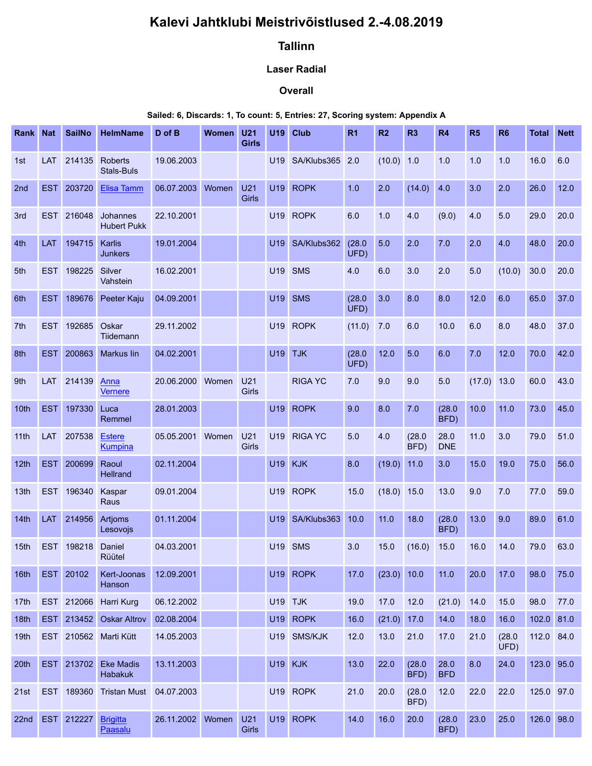# Kalevi Jahtklubi Meistrivõistlused 2.-4.08.2019

## Tallinn

### Laser Radial

### Overall

**Sailed: 6, Discards: 1, To count: 5, Entries: 27, Scoring system: Appendix A**

| Rank | Nat | SailNo | HelmName | D of B | Women | U21 Girls | U19 | Club | R1 | R2 | R3 | R4 | R5 | R6 | Total | Nett |
|---|---|---|---|---|---|---|---|---|---|---|---|---|---|---|---|---|
| 1st | LAT | 214135 | Roberts Stals-Buls | 19.06.2003 | | | U19 | SA/Klubs365 | 2.0 | (10.0) | 1.0 | 1.0 | 1.0 | 1.0 | 16.0 | 6.0 |
| 2nd | EST | 203720 | Elisa Tamm | 06.07.2003 | Women | U21 Girls | U19 | ROPK | 1.0 | 2.0 | (14.0) | 4.0 | 3.0 | 2.0 | 26.0 | 12.0 |
| 3rd | EST | 216048 | Johannes Hubert Pukk | 22.10.2001 | | | U19 | ROPK | 6.0 | 1.0 | 4.0 | (9.0) | 4.0 | 5.0 | 29.0 | 20.0 |
| 4th | LAT | 194715 | Karlis Junkers | 19.01.2004 | | | U19 | SA/Klubs362 | (28.0 UFD) | 5.0 | 2.0 | 7.0 | 2.0 | 4.0 | 48.0 | 20.0 |
| 5th | EST | 198225 | Silver Vahstein | 16.02.2001 | | | U19 | SMS | 4.0 | 6.0 | 3.0 | 2.0 | 5.0 | (10.0) | 30.0 | 20.0 |
| 6th | EST | 189676 | Peeter Kaju | 04.09.2001 | | | U19 | SMS | (28.0 UFD) | 3.0 | 8.0 | 8.0 | 12.0 | 6.0 | 65.0 | 37.0 |
| 7th | EST | 192685 | Oskar Tiidemann | 29.11.2002 | | | U19 | ROPK | (11.0) | 7.0 | 6.0 | 10.0 | 6.0 | 8.0 | 48.0 | 37.0 |
| 8th | EST | 200863 | Markus Iin | 04.02.2001 | | | U19 | TJK | (28.0 UFD) | 12.0 | 5.0 | 6.0 | 7.0 | 12.0 | 70.0 | 42.0 |
| 9th | LAT | 214139 | Anna Vernere | 20.06.2000 | Women | U21 Girls | | RIGA YC | 7.0 | 9.0 | 9.0 | 5.0 | (17.0) | 13.0 | 60.0 | 43.0 |
| 10th | EST | 197330 | Luca Remmel | 28.01.2003 | | | U19 | ROPK | 9.0 | 8.0 | 7.0 | (28.0 BFD) | 10.0 | 11.0 | 73.0 | 45.0 |
| 11th | LAT | 207538 | Estere Kumpina | 05.05.2001 | Women | U21 Girls | U19 | RIGA YC | 5.0 | 4.0 | (28.0 BFD) | 28.0 DNE | 11.0 | 3.0 | 79.0 | 51.0 |
| 12th | EST | 200699 | Raoul Hellrand | 02.11.2004 | | | U19 | KJK | 8.0 | (19.0) | 11.0 | 3.0 | 15.0 | 19.0 | 75.0 | 56.0 |
| 13th | EST | 196340 | Kaspar Raus | 09.01.2004 | | | U19 | ROPK | 15.0 | (18.0) | 15.0 | 13.0 | 9.0 | 7.0 | 77.0 | 59.0 |
| 14th | LAT | 214956 | Artjoms Lesovojs | 01.11.2004 | | | U19 | SA/Klubs363 | 10.0 | 11.0 | 18.0 | (28.0 BFD) | 13.0 | 9.0 | 89.0 | 61.0 |
| 15th | EST | 198218 | Daniel Rüütel | 04.03.2001 | | | U19 | SMS | 3.0 | 15.0 | (16.0) | 15.0 | 16.0 | 14.0 | 79.0 | 63.0 |
| 16th | EST | 20102 | Kert-Joonas Hanson | 12.09.2001 | | | U19 | ROPK | 17.0 | (23.0) | 10.0 | 11.0 | 20.0 | 17.0 | 98.0 | 75.0 |
| 17th | EST | 212066 | Harri Kurg | 06.12.2002 | | | U19 | TJK | 19.0 | 17.0 | 12.0 | (21.0) | 14.0 | 15.0 | 98.0 | 77.0 |
| 18th | EST | 213452 | Oskar Altrov | 02.08.2004 | | | U19 | ROPK | 16.0 | (21.0) | 17.0 | 14.0 | 18.0 | 16.0 | 102.0 | 81.0 |
| 19th | EST | 210562 | Marti Kütt | 14.05.2003 | | | U19 | SMS/KJK | 12.0 | 13.0 | 21.0 | 17.0 | 21.0 | (28.0 UFD) | 112.0 | 84.0 |
| 20th | EST | 213702 | Eke Madis Habakuk | 13.11.2003 | | | U19 | KJK | 13.0 | 22.0 | (28.0 BFD) | 28.0 BFD | 8.0 | 24.0 | 123.0 | 95.0 |
| 21st | EST | 189360 | Tristan Must | 04.07.2003 | | | U19 | ROPK | 21.0 | 20.0 | (28.0 BFD) | 12.0 | 22.0 | 22.0 | 125.0 | 97.0 |
| 22nd | EST | 212227 | Brigitta Paasalu | 26.11.2002 | Women | U21 Girls | U19 | ROPK | 14.0 | 16.0 | 20.0 | (28.0 BFD) | 23.0 | 25.0 | 126.0 | 98.0 |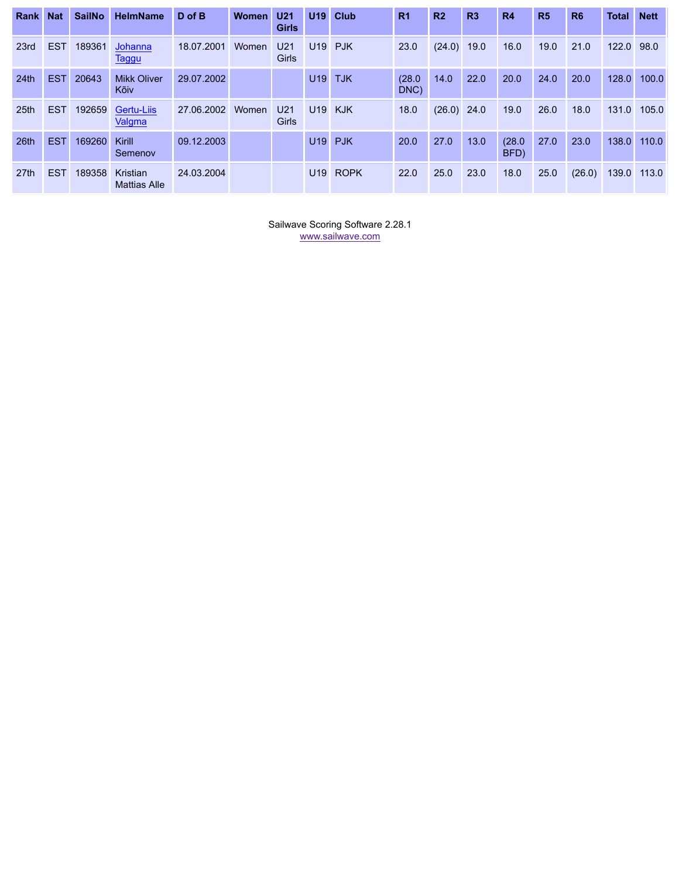| Rank | Nat | SailNo | HelmName | D of B | Women | U21 Girls | U19 | Club | R1 | R2 | R3 | R4 | R5 | R6 | Total | Nett |
|---|---|---|---|---|---|---|---|---|---|---|---|---|---|---|---|---|
| 23rd | EST | 189361 | Johanna Taggu | 18.07.2001 | Women | U21 Girls | U19 | PJK | 23.0 | (24.0) | 19.0 | 16.0 | 19.0 | 21.0 | 122.0 | 98.0 |
| 24th | EST | 20643 | Mikk Oliver Kõiv | 29.07.2002 | | | U19 | TJK | (28.0 DNC) | 14.0 | 22.0 | 20.0 | 24.0 | 20.0 | 128.0 | 100.0 |
| 25th | EST | 192659 | Gertu-Liis Valgma | 27.06.2002 | Women | U21 Girls | U19 | KJK | 18.0 | (26.0) | 24.0 | 19.0 | 26.0 | 18.0 | 131.0 | 105.0 |
| 26th | EST | 169260 | Kirill Semenov | 09.12.2003 | | | U19 | PJK | 20.0 | 27.0 | 13.0 | (28.0 BFD) | 27.0 | 23.0 | 138.0 | 110.0 |
| 27th | EST | 189358 | Kristian Mattias Alle | 24.03.2004 | | | U19 | ROPK | 22.0 | 25.0 | 23.0 | 18.0 | 25.0 | (26.0) | 139.0 | 113.0 |

Sailwave Scoring Software 2.28.1
www.sailwave.com